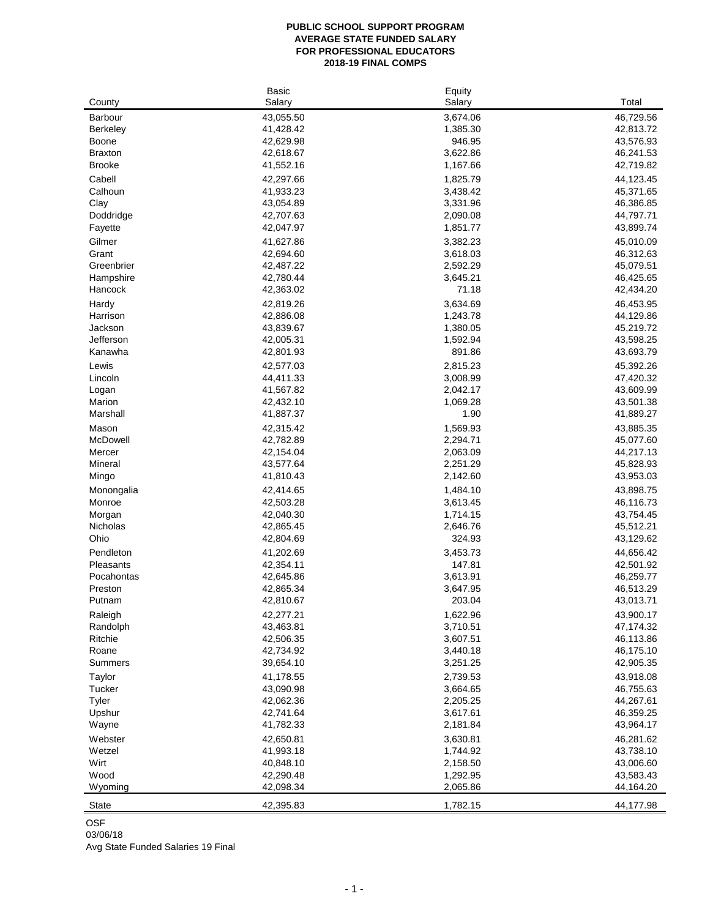**PUBLIC SCHOOL SUPPORT PROGRAM**
**AVERAGE STATE FUNDED SALARY**
**FOR PROFESSIONAL EDUCATORS**
**2018-19 FINAL COMPS**

| County | Basic Salary | Equity Salary | Total |
|---|---|---|---|
| Barbour | 43,055.50 | 3,674.06 | 46,729.56 |
| Berkeley | 41,428.42 | 1,385.30 | 42,813.72 |
| Boone | 42,629.98 | 946.95 | 43,576.93 |
| Braxton | 42,618.67 | 3,622.86 | 46,241.53 |
| Brooke | 41,552.16 | 1,167.66 | 42,719.82 |
| Cabell | 42,297.66 | 1,825.79 | 44,123.45 |
| Calhoun | 41,933.23 | 3,438.42 | 45,371.65 |
| Clay | 43,054.89 | 3,331.96 | 46,386.85 |
| Doddridge | 42,707.63 | 2,090.08 | 44,797.71 |
| Fayette | 42,047.97 | 1,851.77 | 43,899.74 |
| Gilmer | 41,627.86 | 3,382.23 | 45,010.09 |
| Grant | 42,694.60 | 3,618.03 | 46,312.63 |
| Greenbrier | 42,487.22 | 2,592.29 | 45,079.51 |
| Hampshire | 42,780.44 | 3,645.21 | 46,425.65 |
| Hancock | 42,363.02 | 71.18 | 42,434.20 |
| Hardy | 42,819.26 | 3,634.69 | 46,453.95 |
| Harrison | 42,886.08 | 1,243.78 | 44,129.86 |
| Jackson | 43,839.67 | 1,380.05 | 45,219.72 |
| Jefferson | 42,005.31 | 1,592.94 | 43,598.25 |
| Kanawha | 42,801.93 | 891.86 | 43,693.79 |
| Lewis | 42,577.03 | 2,815.23 | 45,392.26 |
| Lincoln | 44,411.33 | 3,008.99 | 47,420.32 |
| Logan | 41,567.82 | 2,042.17 | 43,609.99 |
| Marion | 42,432.10 | 1,069.28 | 43,501.38 |
| Marshall | 41,887.37 | 1.90 | 41,889.27 |
| Mason | 42,315.42 | 1,569.93 | 43,885.35 |
| McDowell | 42,782.89 | 2,294.71 | 45,077.60 |
| Mercer | 42,154.04 | 2,063.09 | 44,217.13 |
| Mineral | 43,577.64 | 2,251.29 | 45,828.93 |
| Mingo | 41,810.43 | 2,142.60 | 43,953.03 |
| Monongalia | 42,414.65 | 1,484.10 | 43,898.75 |
| Monroe | 42,503.28 | 3,613.45 | 46,116.73 |
| Morgan | 42,040.30 | 1,714.15 | 43,754.45 |
| Nicholas | 42,865.45 | 2,646.76 | 45,512.21 |
| Ohio | 42,804.69 | 324.93 | 43,129.62 |
| Pendleton | 41,202.69 | 3,453.73 | 44,656.42 |
| Pleasants | 42,354.11 | 147.81 | 42,501.92 |
| Pocahontas | 42,645.86 | 3,613.91 | 46,259.77 |
| Preston | 42,865.34 | 3,647.95 | 46,513.29 |
| Putnam | 42,810.67 | 203.04 | 43,013.71 |
| Raleigh | 42,277.21 | 1,622.96 | 43,900.17 |
| Randolph | 43,463.81 | 3,710.51 | 47,174.32 |
| Ritchie | 42,506.35 | 3,607.51 | 46,113.86 |
| Roane | 42,734.92 | 3,440.18 | 46,175.10 |
| Summers | 39,654.10 | 3,251.25 | 42,905.35 |
| Taylor | 41,178.55 | 2,739.53 | 43,918.08 |
| Tucker | 43,090.98 | 3,664.65 | 46,755.63 |
| Tyler | 42,062.36 | 2,205.25 | 44,267.61 |
| Upshur | 42,741.64 | 3,617.61 | 46,359.25 |
| Wayne | 41,782.33 | 2,181.84 | 43,964.17 |
| Webster | 42,650.81 | 3,630.81 | 46,281.62 |
| Wetzel | 41,993.18 | 1,744.92 | 43,738.10 |
| Wirt | 40,848.10 | 2,158.50 | 43,006.60 |
| Wood | 42,290.48 | 1,292.95 | 43,583.43 |
| Wyoming | 42,098.34 | 2,065.86 | 44,164.20 |
| State | 42,395.83 | 1,782.15 | 44,177.98 |

OSF
03/06/18
Avg State Funded Salaries 19 Final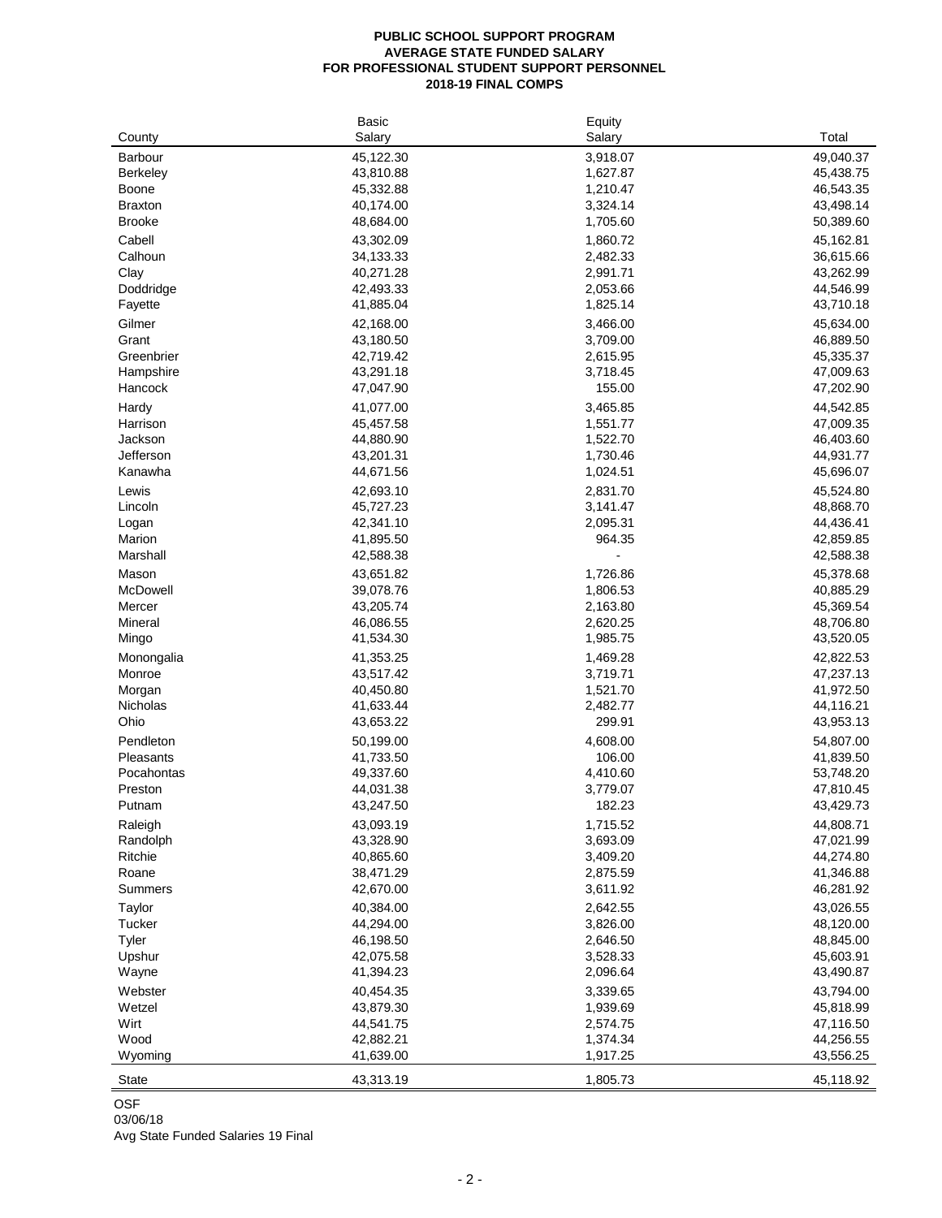**PUBLIC SCHOOL SUPPORT PROGRAM**
**AVERAGE STATE FUNDED SALARY**
**FOR PROFESSIONAL STUDENT SUPPORT PERSONNEL**
**2018-19 FINAL COMPS**

| County | Basic Salary | Equity Salary | Total |
|---|---|---|---|
| Barbour | 45,122.30 | 3,918.07 | 49,040.37 |
| Berkeley | 43,810.88 | 1,627.87 | 45,438.75 |
| Boone | 45,332.88 | 1,210.47 | 46,543.35 |
| Braxton | 40,174.00 | 3,324.14 | 43,498.14 |
| Brooke | 48,684.00 | 1,705.60 | 50,389.60 |
| Cabell | 43,302.09 | 1,860.72 | 45,162.81 |
| Calhoun | 34,133.33 | 2,482.33 | 36,615.66 |
| Clay | 40,271.28 | 2,991.71 | 43,262.99 |
| Doddridge | 42,493.33 | 2,053.66 | 44,546.99 |
| Fayette | 41,885.04 | 1,825.14 | 43,710.18 |
| Gilmer | 42,168.00 | 3,466.00 | 45,634.00 |
| Grant | 43,180.50 | 3,709.00 | 46,889.50 |
| Greenbrier | 42,719.42 | 2,615.95 | 45,335.37 |
| Hampshire | 43,291.18 | 3,718.45 | 47,009.63 |
| Hancock | 47,047.90 | 155.00 | 47,202.90 |
| Hardy | 41,077.00 | 3,465.85 | 44,542.85 |
| Harrison | 45,457.58 | 1,551.77 | 47,009.35 |
| Jackson | 44,880.90 | 1,522.70 | 46,403.60 |
| Jefferson | 43,201.31 | 1,730.46 | 44,931.77 |
| Kanawha | 44,671.56 | 1,024.51 | 45,696.07 |
| Lewis | 42,693.10 | 2,831.70 | 45,524.80 |
| Lincoln | 45,727.23 | 3,141.47 | 48,868.70 |
| Logan | 42,341.10 | 2,095.31 | 44,436.41 |
| Marion | 41,895.50 | 964.35 | 42,859.85 |
| Marshall | 42,588.38 | - | 42,588.38 |
| Mason | 43,651.82 | 1,726.86 | 45,378.68 |
| McDowell | 39,078.76 | 1,806.53 | 40,885.29 |
| Mercer | 43,205.74 | 2,163.80 | 45,369.54 |
| Mineral | 46,086.55 | 2,620.25 | 48,706.80 |
| Mingo | 41,534.30 | 1,985.75 | 43,520.05 |
| Monongalia | 41,353.25 | 1,469.28 | 42,822.53 |
| Monroe | 43,517.42 | 3,719.71 | 47,237.13 |
| Morgan | 40,450.80 | 1,521.70 | 41,972.50 |
| Nicholas | 41,633.44 | 2,482.77 | 44,116.21 |
| Ohio | 43,653.22 | 299.91 | 43,953.13 |
| Pendleton | 50,199.00 | 4,608.00 | 54,807.00 |
| Pleasants | 41,733.50 | 106.00 | 41,839.50 |
| Pocahontas | 49,337.60 | 4,410.60 | 53,748.20 |
| Preston | 44,031.38 | 3,779.07 | 47,810.45 |
| Putnam | 43,247.50 | 182.23 | 43,429.73 |
| Raleigh | 43,093.19 | 1,715.52 | 44,808.71 |
| Randolph | 43,328.90 | 3,693.09 | 47,021.99 |
| Ritchie | 40,865.60 | 3,409.20 | 44,274.80 |
| Roane | 38,471.29 | 2,875.59 | 41,346.88 |
| Summers | 42,670.00 | 3,611.92 | 46,281.92 |
| Taylor | 40,384.00 | 2,642.55 | 43,026.55 |
| Tucker | 44,294.00 | 3,826.00 | 48,120.00 |
| Tyler | 46,198.50 | 2,646.50 | 48,845.00 |
| Upshur | 42,075.58 | 3,528.33 | 45,603.91 |
| Wayne | 41,394.23 | 2,096.64 | 43,490.87 |
| Webster | 40,454.35 | 3,339.65 | 43,794.00 |
| Wetzel | 43,879.30 | 1,939.69 | 45,818.99 |
| Wirt | 44,541.75 | 2,574.75 | 47,116.50 |
| Wood | 42,882.21 | 1,374.34 | 44,256.55 |
| Wyoming | 41,639.00 | 1,917.25 | 43,556.25 |
| State | 43,313.19 | 1,805.73 | 45,118.92 |

OSF
03/06/18
Avg State Funded Salaries 19 Final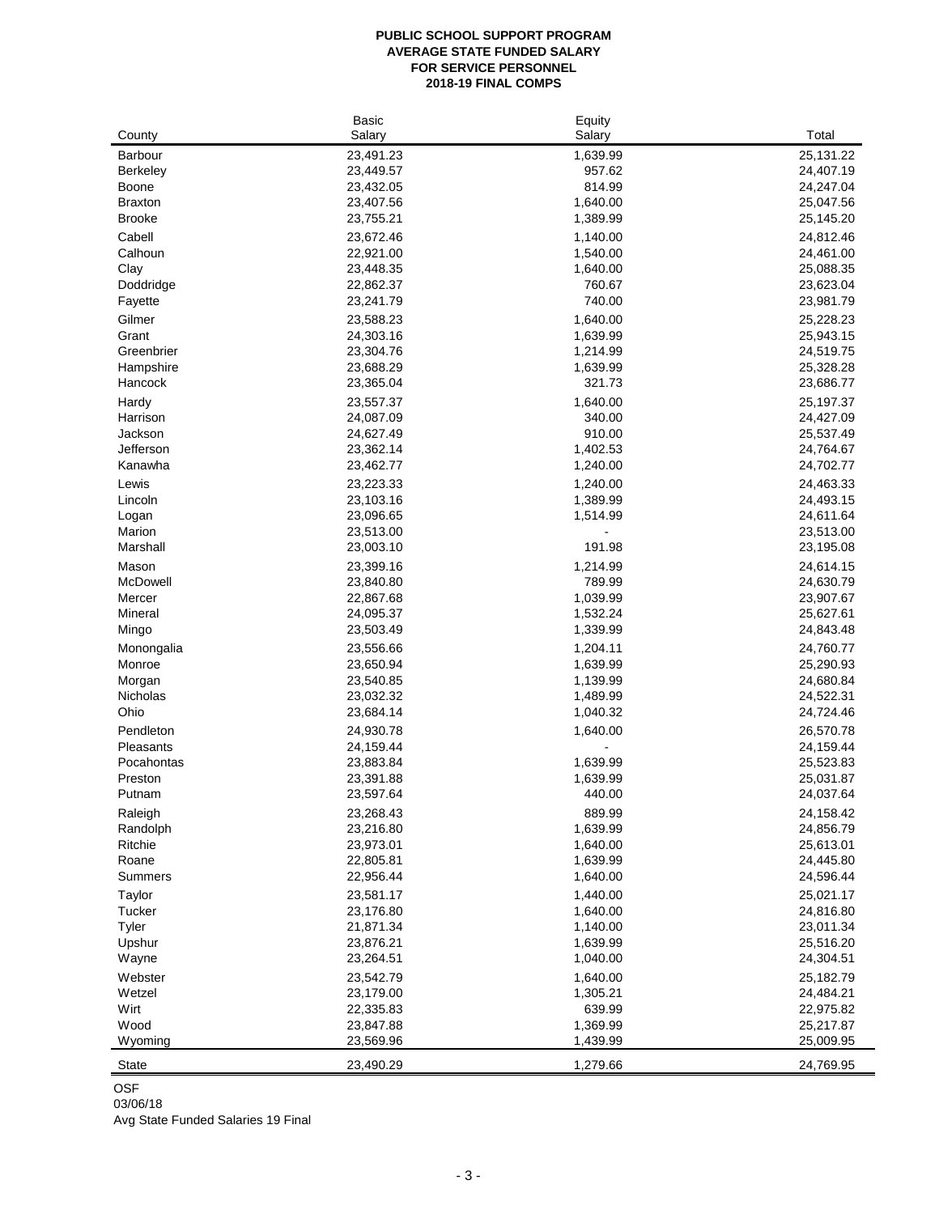**PUBLIC SCHOOL SUPPORT PROGRAM**
**AVERAGE STATE FUNDED SALARY**
**FOR SERVICE PERSONNEL**
**2018-19 FINAL COMPS**

| County | Basic Salary | Equity Salary | Total |
|---|---|---|---|
| Barbour | 23,491.23 | 1,639.99 | 25,131.22 |
| Berkeley | 23,449.57 | 957.62 | 24,407.19 |
| Boone | 23,432.05 | 814.99 | 24,247.04 |
| Braxton | 23,407.56 | 1,640.00 | 25,047.56 |
| Brooke | 23,755.21 | 1,389.99 | 25,145.20 |
| Cabell | 23,672.46 | 1,140.00 | 24,812.46 |
| Calhoun | 22,921.00 | 1,540.00 | 24,461.00 |
| Clay | 23,448.35 | 1,640.00 | 25,088.35 |
| Doddridge | 22,862.37 | 760.67 | 23,623.04 |
| Fayette | 23,241.79 | 740.00 | 23,981.79 |
| Gilmer | 23,588.23 | 1,640.00 | 25,228.23 |
| Grant | 24,303.16 | 1,639.99 | 25,943.15 |
| Greenbrier | 23,304.76 | 1,214.99 | 24,519.75 |
| Hampshire | 23,688.29 | 1,639.99 | 25,328.28 |
| Hancock | 23,365.04 | 321.73 | 23,686.77 |
| Hardy | 23,557.37 | 1,640.00 | 25,197.37 |
| Harrison | 24,087.09 | 340.00 | 24,427.09 |
| Jackson | 24,627.49 | 910.00 | 25,537.49 |
| Jefferson | 23,362.14 | 1,402.53 | 24,764.67 |
| Kanawha | 23,462.77 | 1,240.00 | 24,702.77 |
| Lewis | 23,223.33 | 1,240.00 | 24,463.33 |
| Lincoln | 23,103.16 | 1,389.99 | 24,493.15 |
| Logan | 23,096.65 | 1,514.99 | 24,611.64 |
| Marion | 23,513.00 | - | 23,513.00 |
| Marshall | 23,003.10 | 191.98 | 23,195.08 |
| Mason | 23,399.16 | 1,214.99 | 24,614.15 |
| McDowell | 23,840.80 | 789.99 | 24,630.79 |
| Mercer | 22,867.68 | 1,039.99 | 23,907.67 |
| Mineral | 24,095.37 | 1,532.24 | 25,627.61 |
| Mingo | 23,503.49 | 1,339.99 | 24,843.48 |
| Monongalia | 23,556.66 | 1,204.11 | 24,760.77 |
| Monroe | 23,650.94 | 1,639.99 | 25,290.93 |
| Morgan | 23,540.85 | 1,139.99 | 24,680.84 |
| Nicholas | 23,032.32 | 1,489.99 | 24,522.31 |
| Ohio | 23,684.14 | 1,040.32 | 24,724.46 |
| Pendleton | 24,930.78 | 1,640.00 | 26,570.78 |
| Pleasants | 24,159.44 | - | 24,159.44 |
| Pocahontas | 23,883.84 | 1,639.99 | 25,523.83 |
| Preston | 23,391.88 | 1,639.99 | 25,031.87 |
| Putnam | 23,597.64 | 440.00 | 24,037.64 |
| Raleigh | 23,268.43 | 889.99 | 24,158.42 |
| Randolph | 23,216.80 | 1,639.99 | 24,856.79 |
| Ritchie | 23,973.01 | 1,640.00 | 25,613.01 |
| Roane | 22,805.81 | 1,639.99 | 24,445.80 |
| Summers | 22,956.44 | 1,640.00 | 24,596.44 |
| Taylor | 23,581.17 | 1,440.00 | 25,021.17 |
| Tucker | 23,176.80 | 1,640.00 | 24,816.80 |
| Tyler | 21,871.34 | 1,140.00 | 23,011.34 |
| Upshur | 23,876.21 | 1,639.99 | 25,516.20 |
| Wayne | 23,264.51 | 1,040.00 | 24,304.51 |
| Webster | 23,542.79 | 1,640.00 | 25,182.79 |
| Wetzel | 23,179.00 | 1,305.21 | 24,484.21 |
| Wirt | 22,335.83 | 639.99 | 22,975.82 |
| Wood | 23,847.88 | 1,369.99 | 25,217.87 |
| Wyoming | 23,569.96 | 1,439.99 | 25,009.95 |
| State | 23,490.29 | 1,279.66 | 24,769.95 |

OSF
03/06/18
Avg State Funded Salaries 19 Final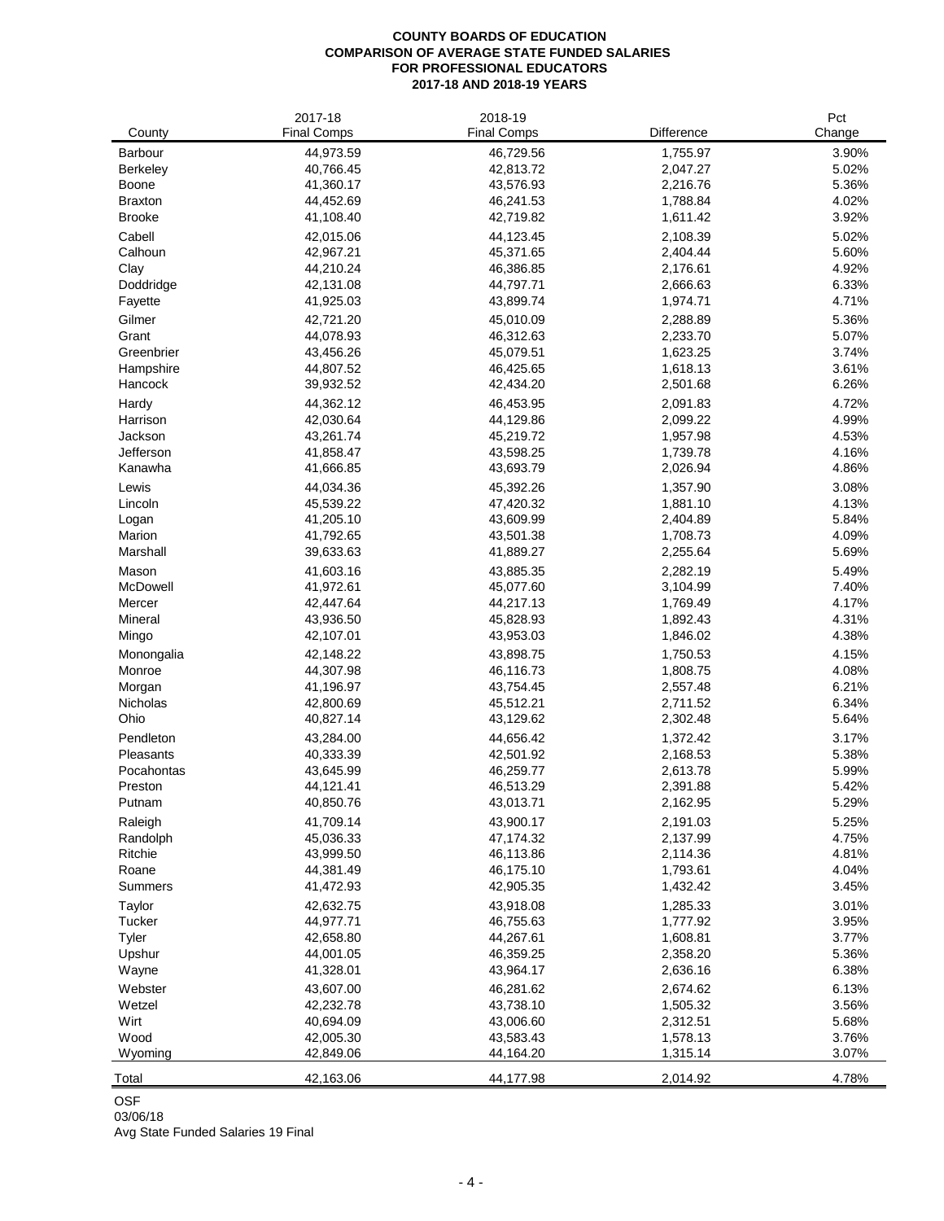**COUNTY BOARDS OF EDUCATION**
**COMPARISON OF AVERAGE STATE FUNDED SALARIES**
**FOR PROFESSIONAL EDUCATORS**
**2017-18 AND 2018-19 YEARS**

| County | 2017-18 Final Comps | 2018-19 Final Comps | Difference | Pct Change |
|---|---|---|---|---|
| Barbour | 44,973.59 | 46,729.56 | 1,755.97 | 3.90% |
| Berkeley | 40,766.45 | 42,813.72 | 2,047.27 | 5.02% |
| Boone | 41,360.17 | 43,576.93 | 2,216.76 | 5.36% |
| Braxton | 44,452.69 | 46,241.53 | 1,788.84 | 4.02% |
| Brooke | 41,108.40 | 42,719.82 | 1,611.42 | 3.92% |
| Cabell | 42,015.06 | 44,123.45 | 2,108.39 | 5.02% |
| Calhoun | 42,967.21 | 45,371.65 | 2,404.44 | 5.60% |
| Clay | 44,210.24 | 46,386.85 | 2,176.61 | 4.92% |
| Doddridge | 42,131.08 | 44,797.71 | 2,666.63 | 6.33% |
| Fayette | 41,925.03 | 43,899.74 | 1,974.71 | 4.71% |
| Gilmer | 42,721.20 | 45,010.09 | 2,288.89 | 5.36% |
| Grant | 44,078.93 | 46,312.63 | 2,233.70 | 5.07% |
| Greenbrier | 43,456.26 | 45,079.51 | 1,623.25 | 3.74% |
| Hampshire | 44,807.52 | 46,425.65 | 1,618.13 | 3.61% |
| Hancock | 39,932.52 | 42,434.20 | 2,501.68 | 6.26% |
| Hardy | 44,362.12 | 46,453.95 | 2,091.83 | 4.72% |
| Harrison | 42,030.64 | 44,129.86 | 2,099.22 | 4.99% |
| Jackson | 43,261.74 | 45,219.72 | 1,957.98 | 4.53% |
| Jefferson | 41,858.47 | 43,598.25 | 1,739.78 | 4.16% |
| Kanawha | 41,666.85 | 43,693.79 | 2,026.94 | 4.86% |
| Lewis | 44,034.36 | 45,392.26 | 1,357.90 | 3.08% |
| Lincoln | 45,539.22 | 47,420.32 | 1,881.10 | 4.13% |
| Logan | 41,205.10 | 43,609.99 | 2,404.89 | 5.84% |
| Marion | 41,792.65 | 43,501.38 | 1,708.73 | 4.09% |
| Marshall | 39,633.63 | 41,889.27 | 2,255.64 | 5.69% |
| Mason | 41,603.16 | 43,885.35 | 2,282.19 | 5.49% |
| McDowell | 41,972.61 | 45,077.60 | 3,104.99 | 7.40% |
| Mercer | 42,447.64 | 44,217.13 | 1,769.49 | 4.17% |
| Mineral | 43,936.50 | 45,828.93 | 1,892.43 | 4.31% |
| Mingo | 42,107.01 | 43,953.03 | 1,846.02 | 4.38% |
| Monongalia | 42,148.22 | 43,898.75 | 1,750.53 | 4.15% |
| Monroe | 44,307.98 | 46,116.73 | 1,808.75 | 4.08% |
| Morgan | 41,196.97 | 43,754.45 | 2,557.48 | 6.21% |
| Nicholas | 42,800.69 | 45,512.21 | 2,711.52 | 6.34% |
| Ohio | 40,827.14 | 43,129.62 | 2,302.48 | 5.64% |
| Pendleton | 43,284.00 | 44,656.42 | 1,372.42 | 3.17% |
| Pleasants | 40,333.39 | 42,501.92 | 2,168.53 | 5.38% |
| Pocahontas | 43,645.99 | 46,259.77 | 2,613.78 | 5.99% |
| Preston | 44,121.41 | 46,513.29 | 2,391.88 | 5.42% |
| Putnam | 40,850.76 | 43,013.71 | 2,162.95 | 5.29% |
| Raleigh | 41,709.14 | 43,900.17 | 2,191.03 | 5.25% |
| Randolph | 45,036.33 | 47,174.32 | 2,137.99 | 4.75% |
| Ritchie | 43,999.50 | 46,113.86 | 2,114.36 | 4.81% |
| Roane | 44,381.49 | 46,175.10 | 1,793.61 | 4.04% |
| Summers | 41,472.93 | 42,905.35 | 1,432.42 | 3.45% |
| Taylor | 42,632.75 | 43,918.08 | 1,285.33 | 3.01% |
| Tucker | 44,977.71 | 46,755.63 | 1,777.92 | 3.95% |
| Tyler | 42,658.80 | 44,267.61 | 1,608.81 | 3.77% |
| Upshur | 44,001.05 | 46,359.25 | 2,358.20 | 5.36% |
| Wayne | 41,328.01 | 43,964.17 | 2,636.16 | 6.38% |
| Webster | 43,607.00 | 46,281.62 | 2,674.62 | 6.13% |
| Wetzel | 42,232.78 | 43,738.10 | 1,505.32 | 3.56% |
| Wirt | 40,694.09 | 43,006.60 | 2,312.51 | 5.68% |
| Wood | 42,005.30 | 43,583.43 | 1,578.13 | 3.76% |
| Wyoming | 42,849.06 | 44,164.20 | 1,315.14 | 3.07% |
| Total | 42,163.06 | 44,177.98 | 2,014.92 | 4.78% |

OSF
03/06/18
Avg State Funded Salaries 19 Final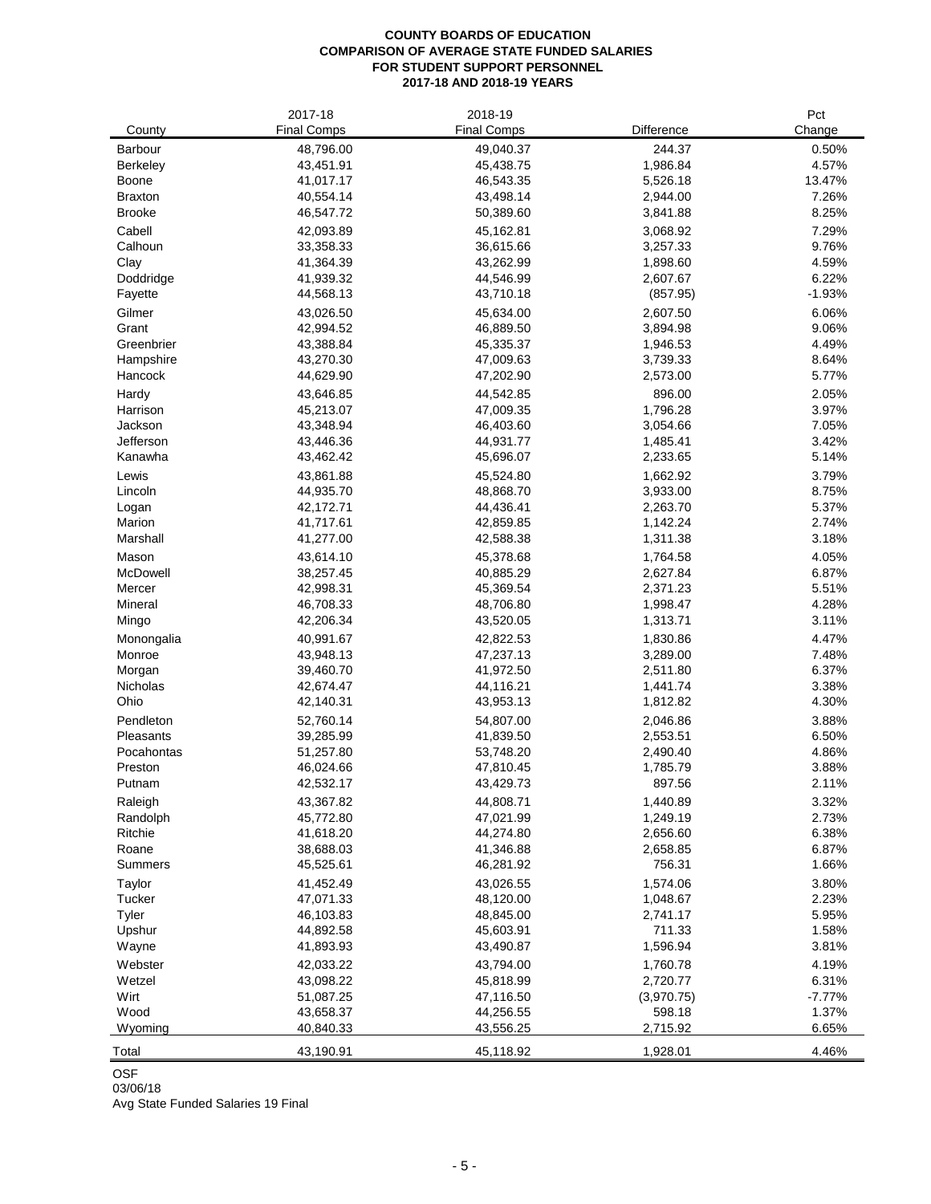**COUNTY BOARDS OF EDUCATION**
**COMPARISON OF AVERAGE STATE FUNDED SALARIES**
**FOR STUDENT SUPPORT PERSONNEL**
**2017-18 AND 2018-19 YEARS**

| County | 2017-18 Final Comps | 2018-19 Final Comps | Difference | Pct Change |
|---|---|---|---|---|
| Barbour | 48,796.00 | 49,040.37 | 244.37 | 0.50% |
| Berkeley | 43,451.91 | 45,438.75 | 1,986.84 | 4.57% |
| Boone | 41,017.17 | 46,543.35 | 5,526.18 | 13.47% |
| Braxton | 40,554.14 | 43,498.14 | 2,944.00 | 7.26% |
| Brooke | 46,547.72 | 50,389.60 | 3,841.88 | 8.25% |
| Cabell | 42,093.89 | 45,162.81 | 3,068.92 | 7.29% |
| Calhoun | 33,358.33 | 36,615.66 | 3,257.33 | 9.76% |
| Clay | 41,364.39 | 43,262.99 | 1,898.60 | 4.59% |
| Doddridge | 41,939.32 | 44,546.99 | 2,607.67 | 6.22% |
| Fayette | 44,568.13 | 43,710.18 | (857.95) | -1.93% |
| Gilmer | 43,026.50 | 45,634.00 | 2,607.50 | 6.06% |
| Grant | 42,994.52 | 46,889.50 | 3,894.98 | 9.06% |
| Greenbrier | 43,388.84 | 45,335.37 | 1,946.53 | 4.49% |
| Hampshire | 43,270.30 | 47,009.63 | 3,739.33 | 8.64% |
| Hancock | 44,629.90 | 47,202.90 | 2,573.00 | 5.77% |
| Hardy | 43,646.85 | 44,542.85 | 896.00 | 2.05% |
| Harrison | 45,213.07 | 47,009.35 | 1,796.28 | 3.97% |
| Jackson | 43,348.94 | 46,403.60 | 3,054.66 | 7.05% |
| Jefferson | 43,446.36 | 44,931.77 | 1,485.41 | 3.42% |
| Kanawha | 43,462.42 | 45,696.07 | 2,233.65 | 5.14% |
| Lewis | 43,861.88 | 45,524.80 | 1,662.92 | 3.79% |
| Lincoln | 44,935.70 | 48,868.70 | 3,933.00 | 8.75% |
| Logan | 42,172.71 | 44,436.41 | 2,263.70 | 5.37% |
| Marion | 41,717.61 | 42,859.85 | 1,142.24 | 2.74% |
| Marshall | 41,277.00 | 42,588.38 | 1,311.38 | 3.18% |
| Mason | 43,614.10 | 45,378.68 | 1,764.58 | 4.05% |
| McDowell | 38,257.45 | 40,885.29 | 2,627.84 | 6.87% |
| Mercer | 42,998.31 | 45,369.54 | 2,371.23 | 5.51% |
| Mineral | 46,708.33 | 48,706.80 | 1,998.47 | 4.28% |
| Mingo | 42,206.34 | 43,520.05 | 1,313.71 | 3.11% |
| Monongalia | 40,991.67 | 42,822.53 | 1,830.86 | 4.47% |
| Monroe | 43,948.13 | 47,237.13 | 3,289.00 | 7.48% |
| Morgan | 39,460.70 | 41,972.50 | 2,511.80 | 6.37% |
| Nicholas | 42,674.47 | 44,116.21 | 1,441.74 | 3.38% |
| Ohio | 42,140.31 | 43,953.13 | 1,812.82 | 4.30% |
| Pendleton | 52,760.14 | 54,807.00 | 2,046.86 | 3.88% |
| Pleasants | 39,285.99 | 41,839.50 | 2,553.51 | 6.50% |
| Pocahontas | 51,257.80 | 53,748.20 | 2,490.40 | 4.86% |
| Preston | 46,024.66 | 47,810.45 | 1,785.79 | 3.88% |
| Putnam | 42,532.17 | 43,429.73 | 897.56 | 2.11% |
| Raleigh | 43,367.82 | 44,808.71 | 1,440.89 | 3.32% |
| Randolph | 45,772.80 | 47,021.99 | 1,249.19 | 2.73% |
| Ritchie | 41,618.20 | 44,274.80 | 2,656.60 | 6.38% |
| Roane | 38,688.03 | 41,346.88 | 2,658.85 | 6.87% |
| Summers | 45,525.61 | 46,281.92 | 756.31 | 1.66% |
| Taylor | 41,452.49 | 43,026.55 | 1,574.06 | 3.80% |
| Tucker | 47,071.33 | 48,120.00 | 1,048.67 | 2.23% |
| Tyler | 46,103.83 | 48,845.00 | 2,741.17 | 5.95% |
| Upshur | 44,892.58 | 45,603.91 | 711.33 | 1.58% |
| Wayne | 41,893.93 | 43,490.87 | 1,596.94 | 3.81% |
| Webster | 42,033.22 | 43,794.00 | 1,760.78 | 4.19% |
| Wetzel | 43,098.22 | 45,818.99 | 2,720.77 | 6.31% |
| Wirt | 51,087.25 | 47,116.50 | (3,970.75) | -7.77% |
| Wood | 43,658.37 | 44,256.55 | 598.18 | 1.37% |
| Wyoming | 40,840.33 | 43,556.25 | 2,715.92 | 6.65% |
| Total | 43,190.91 | 45,118.92 | 1,928.01 | 4.46% |

OSF
03/06/18
Avg State Funded Salaries 19 Final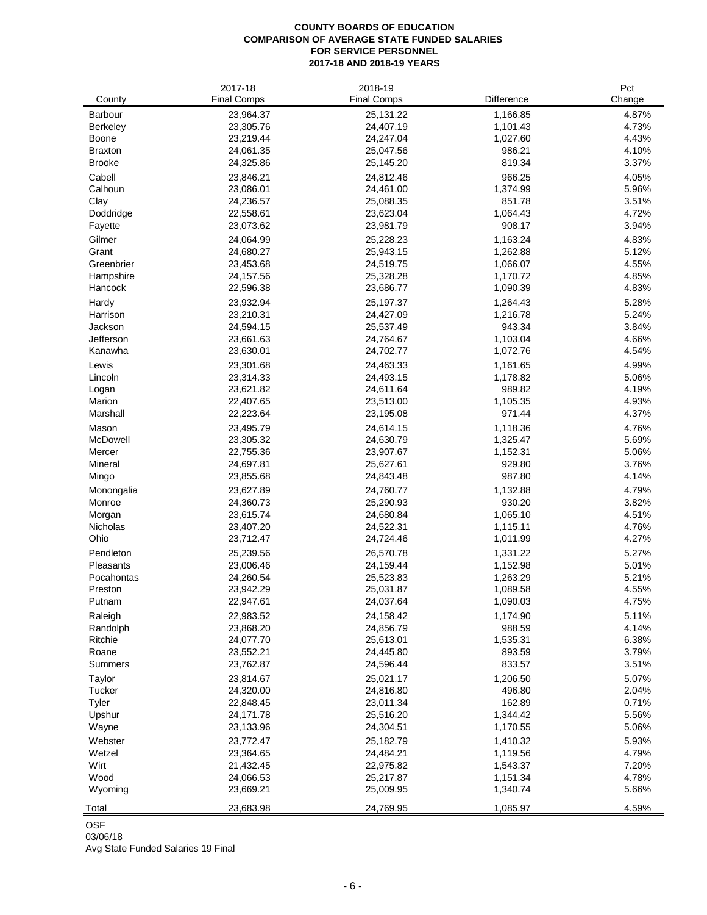**COUNTY BOARDS OF EDUCATION**
**COMPARISON OF AVERAGE STATE FUNDED SALARIES**
**FOR SERVICE PERSONNEL**
**2017-18 AND 2018-19 YEARS**

| County | 2017-18 Final Comps | 2018-19 Final Comps | Difference | Pct Change |
|---|---|---|---|---|
| Barbour | 23,964.37 | 25,131.22 | 1,166.85 | 4.87% |
| Berkeley | 23,305.76 | 24,407.19 | 1,101.43 | 4.73% |
| Boone | 23,219.44 | 24,247.04 | 1,027.60 | 4.43% |
| Braxton | 24,061.35 | 25,047.56 | 986.21 | 4.10% |
| Brooke | 24,325.86 | 25,145.20 | 819.34 | 3.37% |
| Cabell | 23,846.21 | 24,812.46 | 966.25 | 4.05% |
| Calhoun | 23,086.01 | 24,461.00 | 1,374.99 | 5.96% |
| Clay | 24,236.57 | 25,088.35 | 851.78 | 3.51% |
| Doddridge | 22,558.61 | 23,623.04 | 1,064.43 | 4.72% |
| Fayette | 23,073.62 | 23,981.79 | 908.17 | 3.94% |
| Gilmer | 24,064.99 | 25,228.23 | 1,163.24 | 4.83% |
| Grant | 24,680.27 | 25,943.15 | 1,262.88 | 5.12% |
| Greenbrier | 23,453.68 | 24,519.75 | 1,066.07 | 4.55% |
| Hampshire | 24,157.56 | 25,328.28 | 1,170.72 | 4.85% |
| Hancock | 22,596.38 | 23,686.77 | 1,090.39 | 4.83% |
| Hardy | 23,932.94 | 25,197.37 | 1,264.43 | 5.28% |
| Harrison | 23,210.31 | 24,427.09 | 1,216.78 | 5.24% |
| Jackson | 24,594.15 | 25,537.49 | 943.34 | 3.84% |
| Jefferson | 23,661.63 | 24,764.67 | 1,103.04 | 4.66% |
| Kanawha | 23,630.01 | 24,702.77 | 1,072.76 | 4.54% |
| Lewis | 23,301.68 | 24,463.33 | 1,161.65 | 4.99% |
| Lincoln | 23,314.33 | 24,493.15 | 1,178.82 | 5.06% |
| Logan | 23,621.82 | 24,611.64 | 989.82 | 4.19% |
| Marion | 22,407.65 | 23,513.00 | 1,105.35 | 4.93% |
| Marshall | 22,223.64 | 23,195.08 | 971.44 | 4.37% |
| Mason | 23,495.79 | 24,614.15 | 1,118.36 | 4.76% |
| McDowell | 23,305.32 | 24,630.79 | 1,325.47 | 5.69% |
| Mercer | 22,755.36 | 23,907.67 | 1,152.31 | 5.06% |
| Mineral | 24,697.81 | 25,627.61 | 929.80 | 3.76% |
| Mingo | 23,855.68 | 24,843.48 | 987.80 | 4.14% |
| Monongalia | 23,627.89 | 24,760.77 | 1,132.88 | 4.79% |
| Monroe | 24,360.73 | 25,290.93 | 930.20 | 3.82% |
| Morgan | 23,615.74 | 24,680.84 | 1,065.10 | 4.51% |
| Nicholas | 23,407.20 | 24,522.31 | 1,115.11 | 4.76% |
| Ohio | 23,712.47 | 24,724.46 | 1,011.99 | 4.27% |
| Pendleton | 25,239.56 | 26,570.78 | 1,331.22 | 5.27% |
| Pleasants | 23,006.46 | 24,159.44 | 1,152.98 | 5.01% |
| Pocahontas | 24,260.54 | 25,523.83 | 1,263.29 | 5.21% |
| Preston | 23,942.29 | 25,031.87 | 1,089.58 | 4.55% |
| Putnam | 22,947.61 | 24,037.64 | 1,090.03 | 4.75% |
| Raleigh | 22,983.52 | 24,158.42 | 1,174.90 | 5.11% |
| Randolph | 23,868.20 | 24,856.79 | 988.59 | 4.14% |
| Ritchie | 24,077.70 | 25,613.01 | 1,535.31 | 6.38% |
| Roane | 23,552.21 | 24,445.80 | 893.59 | 3.79% |
| Summers | 23,762.87 | 24,596.44 | 833.57 | 3.51% |
| Taylor | 23,814.67 | 25,021.17 | 1,206.50 | 5.07% |
| Tucker | 24,320.00 | 24,816.80 | 496.80 | 2.04% |
| Tyler | 22,848.45 | 23,011.34 | 162.89 | 0.71% |
| Upshur | 24,171.78 | 25,516.20 | 1,344.42 | 5.56% |
| Wayne | 23,133.96 | 24,304.51 | 1,170.55 | 5.06% |
| Webster | 23,772.47 | 25,182.79 | 1,410.32 | 5.93% |
| Wetzel | 23,364.65 | 24,484.21 | 1,119.56 | 4.79% |
| Wirt | 21,432.45 | 22,975.82 | 1,543.37 | 7.20% |
| Wood | 24,066.53 | 25,217.87 | 1,151.34 | 4.78% |
| Wyoming | 23,669.21 | 25,009.95 | 1,340.74 | 5.66% |
| Total | 23,683.98 | 24,769.95 | 1,085.97 | 4.59% |

OSF
03/06/18
Avg State Funded Salaries 19 Final